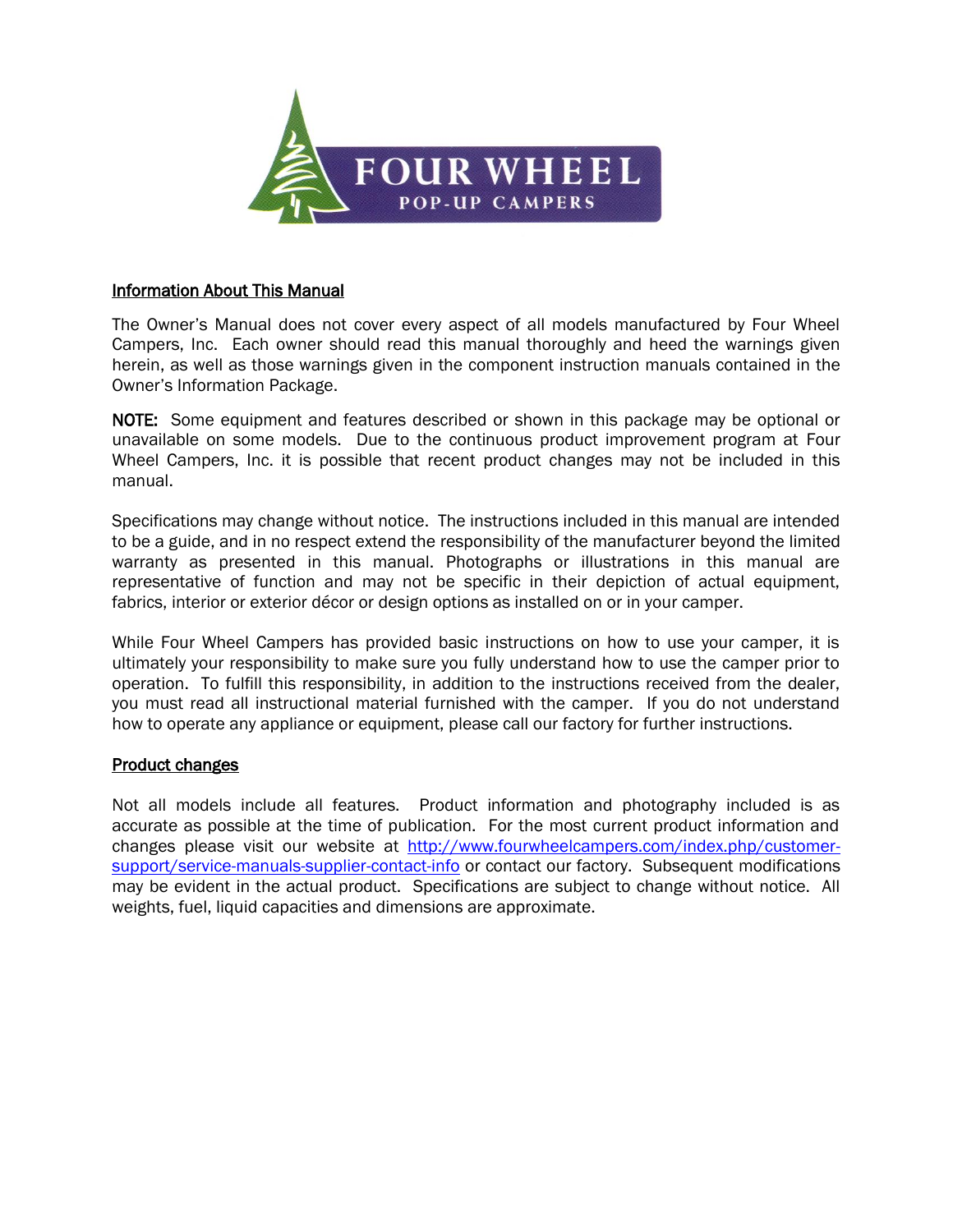FOUR WHEEL
POP-UP CAMPERS

**Information About This Manual**

The Owner's Manual does not cover every aspect of all models manufactured by Four Wheel Campers, Inc. Each owner should read this manual thoroughly and heed the warnings given herein, as well as those warnings given in the component instruction manuals contained in the Owner's Information Package.

**NOTE:** Some equipment and features described or shown in this package may be optional or unavailable on some models. Due to the continuous product improvement program at Four Wheel Campers, Inc. it is possible that recent product changes may not be included in this manual.

Specifications may change without notice. The instructions included in this manual are intended to be a guide, and in no respect extend the responsibility of the manufacturer beyond the limited warranty as presented in this manual. Photographs or illustrations in this manual are representative of function and may not be specific in their depiction of actual equipment, fabrics, interior or exterior décor or design options as installed on or in your camper.

While Four Wheel Campers has provided basic instructions on how to use your camper, it is ultimately your responsibility to make sure you fully understand how to use the camper prior to operation. To fulfill this responsibility, in addition to the instructions received from the dealer, you must read all instructional material furnished with the camper. If you do not understand how to operate any appliance or equipment, please call our factory for further instructions.

**Product changes**

Not all models include all features. Product information and photography included is as accurate as possible at the time of publication. For the most current product information and changes please visit our website at http://www.fourwheelcampers.com/index.php/customer-support/service-manuals-supplier-contact-info or contact our factory. Subsequent modifications may be evident in the actual product. Specifications are subject to change without notice. All weights, fuel, liquid capacities and dimensions are approximate.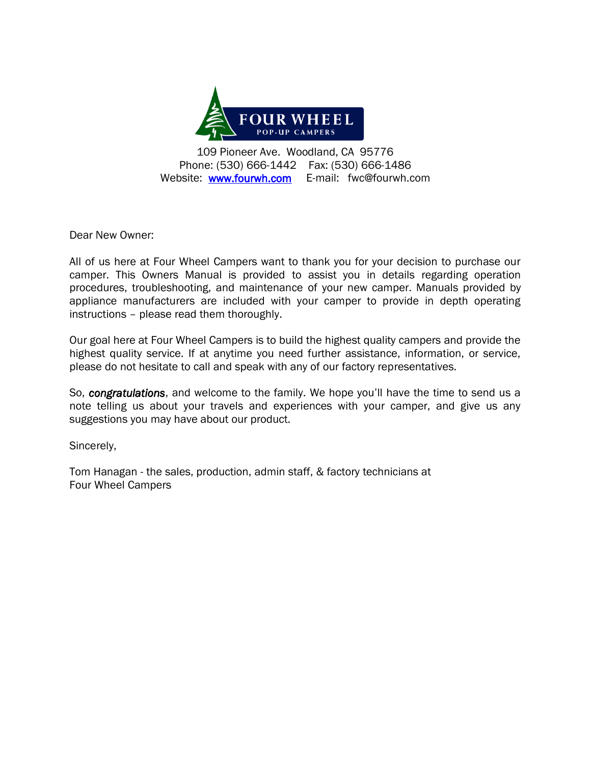**FOUR WHEEL**
POP-UP CAMPERS

109 Pioneer Ave. Woodland, CA 95776
Phone: (530) 666-1442 Fax: (530) 666-1486
Website: [www.fourwh.com](http://www.fourwh.com) E-mail: fwc@fourwh.com

Dear New Owner:

All of us here at Four Wheel Campers want to thank you for your decision to purchase our camper. This Owners Manual is provided to assist you in details regarding operation procedures, troubleshooting, and maintenance of your new camper. Manuals provided by appliance manufacturers are included with your camper to provide in depth operating instructions – please read them thoroughly.

Our goal here at Four Wheel Campers is to build the highest quality campers and provide the highest quality service. If at anytime you need further assistance, information, or service, please do not hesitate to call and speak with any of our factory representatives.

So, ***congratulations***, and welcome to the family. We hope you'll have the time to send us a note telling us about your travels and experiences with your camper, and give us any suggestions you may have about our product.

Sincerely,

Tom Hanagan - the sales, production, admin staff, & factory technicians at
Four Wheel Campers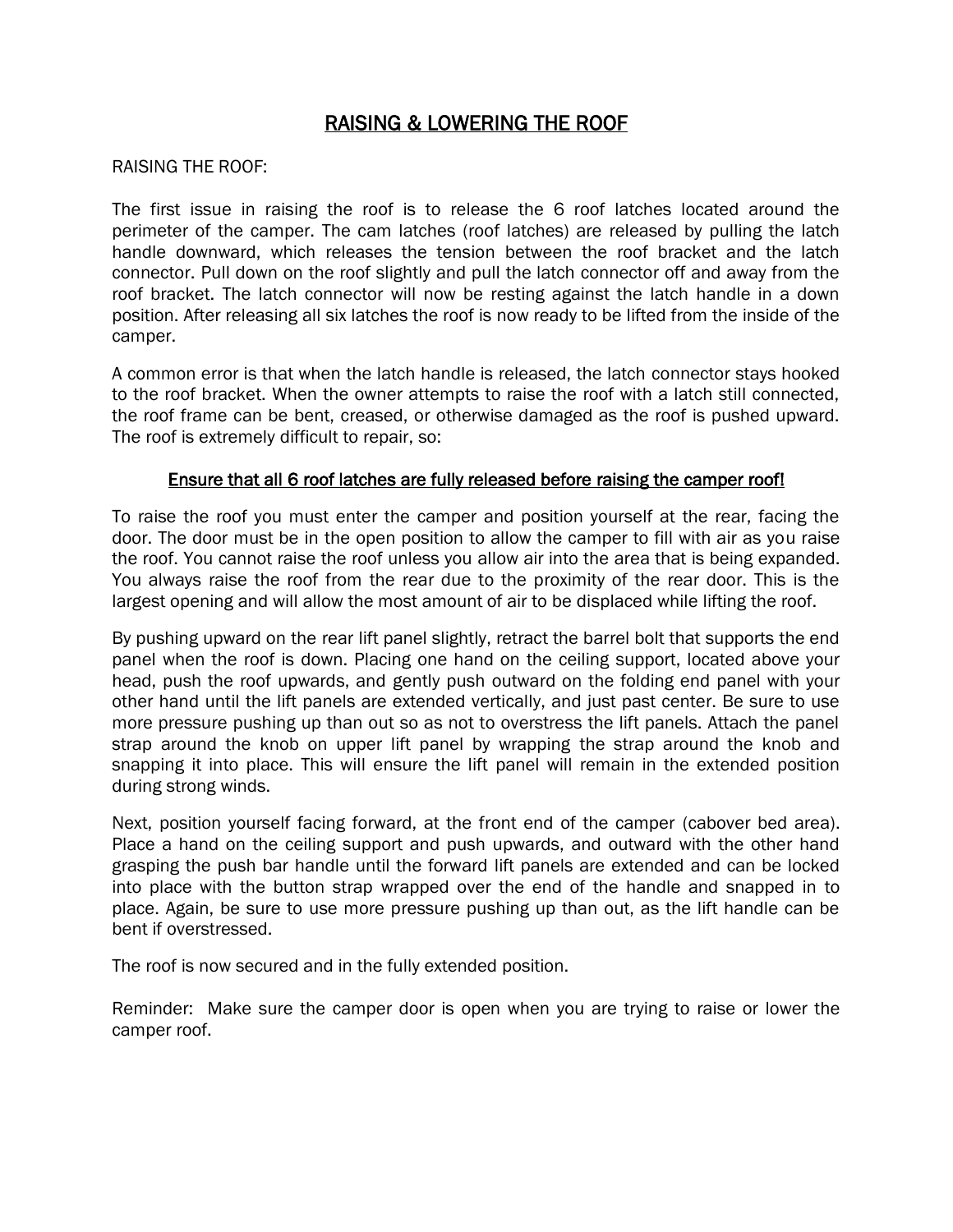# RAISING & LOWERING THE ROOF

RAISING THE ROOF:

The first issue in raising the roof is to release the 6 roof latches located around the perimeter of the camper. The cam latches (roof latches) are released by pulling the latch handle downward, which releases the tension between the roof bracket and the latch connector. Pull down on the roof slightly and pull the latch connector off and away from the roof bracket. The latch connector will now be resting against the latch handle in a down position. After releasing all six latches the roof is now ready to be lifted from the inside of the camper.

A common error is that when the latch handle is released, the latch connector stays hooked to the roof bracket. When the owner attempts to raise the roof with a latch still connected, the roof frame can be bent, creased, or otherwise damaged as the roof is pushed upward. The roof is extremely difficult to repair, so:

**Ensure that all 6 roof latches are fully released before raising the camper roof!**

To raise the roof you must enter the camper and position yourself at the rear, facing the door. The door must be in the open position to allow the camper to fill with air as you raise the roof. You cannot raise the roof unless you allow air into the area that is being expanded. You always raise the roof from the rear due to the proximity of the rear door. This is the largest opening and will allow the most amount of air to be displaced while lifting the roof.

By pushing upward on the rear lift panel slightly, retract the barrel bolt that supports the end panel when the roof is down. Placing one hand on the ceiling support, located above your head, push the roof upwards, and gently push outward on the folding end panel with your other hand until the lift panels are extended vertically, and just past center. Be sure to use more pressure pushing up than out so as not to overstress the lift panels. Attach the panel strap around the knob on upper lift panel by wrapping the strap around the knob and snapping it into place. This will ensure the lift panel will remain in the extended position during strong winds.

Next, position yourself facing forward, at the front end of the camper (cabover bed area). Place a hand on the ceiling support and push upwards, and outward with the other hand grasping the push bar handle until the forward lift panels are extended and can be locked into place with the button strap wrapped over the end of the handle and snapped in to place. Again, be sure to use more pressure pushing up than out, as the lift handle can be bent if overstressed.

The roof is now secured and in the fully extended position.

Reminder: Make sure the camper door is open when you are trying to raise or lower the camper roof.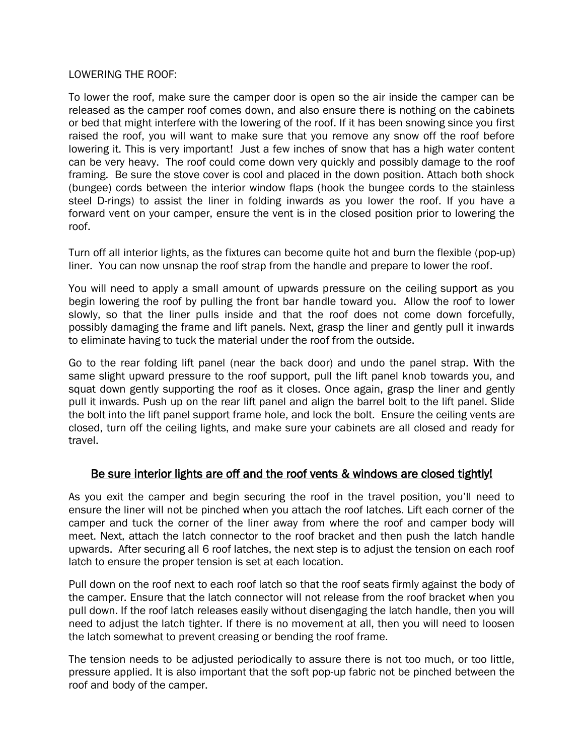LOWERING THE ROOF:

To lower the roof, make sure the camper door is open so the air inside the camper can be released as the camper roof comes down, and also ensure there is nothing on the cabinets or bed that might interfere with the lowering of the roof. If it has been snowing since you first raised the roof, you will want to make sure that you remove any snow off the roof before lowering it. This is very important! Just a few inches of snow that has a high water content can be very heavy. The roof could come down very quickly and possibly damage to the roof framing. Be sure the stove cover is cool and placed in the down position. Attach both shock (bungee) cords between the interior window flaps (hook the bungee cords to the stainless steel D-rings) to assist the liner in folding inwards as you lower the roof. If you have a forward vent on your camper, ensure the vent is in the closed position prior to lowering the roof.

Turn off all interior lights, as the fixtures can become quite hot and burn the flexible (pop-up) liner. You can now unsnap the roof strap from the handle and prepare to lower the roof.

You will need to apply a small amount of upwards pressure on the ceiling support as you begin lowering the roof by pulling the front bar handle toward you. Allow the roof to lower slowly, so that the liner pulls inside and that the roof does not come down forcefully, possibly damaging the frame and lift panels. Next, grasp the liner and gently pull it inwards to eliminate having to tuck the material under the roof from the outside.

Go to the rear folding lift panel (near the back door) and undo the panel strap. With the same slight upward pressure to the roof support, pull the lift panel knob towards you, and squat down gently supporting the roof as it closes. Once again, grasp the liner and gently pull it inwards. Push up on the rear lift panel and align the barrel bolt to the lift panel. Slide the bolt into the lift panel support frame hole, and lock the bolt. Ensure the ceiling vents are closed, turn off the ceiling lights, and make sure your cabinets are all closed and ready for travel.

<u>Be sure interior lights are off and the roof vents & windows are closed tightly!</u>

As you exit the camper and begin securing the roof in the travel position, you'll need to ensure the liner will not be pinched when you attach the roof latches. Lift each corner of the camper and tuck the corner of the liner away from where the roof and camper body will meet. Next, attach the latch connector to the roof bracket and then push the latch handle upwards. After securing all 6 roof latches, the next step is to adjust the tension on each roof latch to ensure the proper tension is set at each location.

Pull down on the roof next to each roof latch so that the roof seats firmly against the body of the camper. Ensure that the latch connector will not release from the roof bracket when you pull down. If the roof latch releases easily without disengaging the latch handle, then you will need to adjust the latch tighter. If there is no movement at all, then you will need to loosen the latch somewhat to prevent creasing or bending the roof frame.

The tension needs to be adjusted periodically to assure there is not too much, or too little, pressure applied. It is also important that the soft pop-up fabric not be pinched between the roof and body of the camper.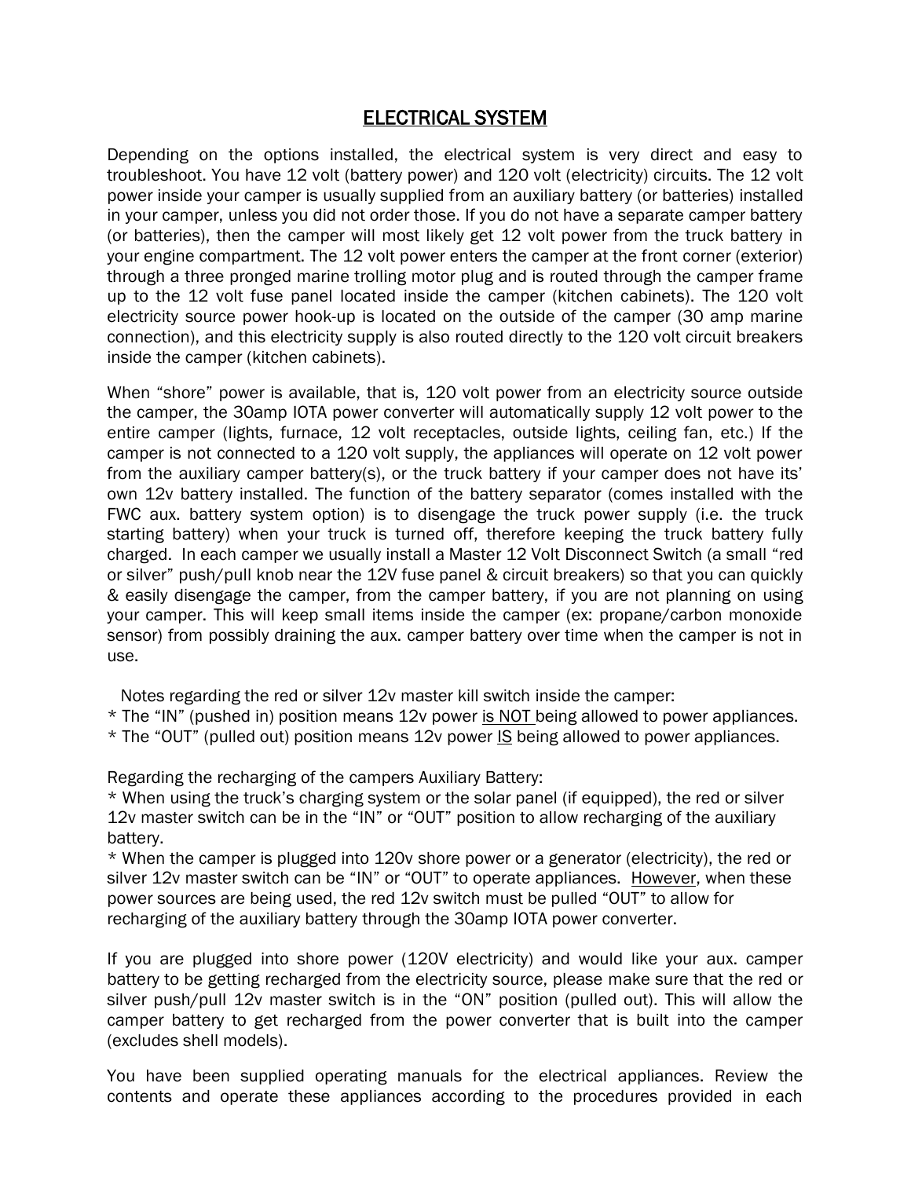# <u>ELECTRICAL SYSTEM</u>

Depending on the options installed, the electrical system is very direct and easy to troubleshoot. You have 12 volt (battery power) and 120 volt (electricity) circuits. The 12 volt power inside your camper is usually supplied from an auxiliary battery (or batteries) installed in your camper, unless you did not order those. If you do not have a separate camper battery (or batteries), then the camper will most likely get 12 volt power from the truck battery in your engine compartment. The 12 volt power enters the camper at the front corner (exterior) through a three pronged marine trolling motor plug and is routed through the camper frame up to the 12 volt fuse panel located inside the camper (kitchen cabinets). The 120 volt electricity source power hook-up is located on the outside of the camper (30 amp marine connection), and this electricity supply is also routed directly to the 120 volt circuit breakers inside the camper (kitchen cabinets).

When "shore" power is available, that is, 120 volt power from an electricity source outside the camper, the 30amp IOTA power converter will automatically supply 12 volt power to the entire camper (lights, furnace, 12 volt receptacles, outside lights, ceiling fan, etc.) If the camper is not connected to a 120 volt supply, the appliances will operate on 12 volt power from the auxiliary camper battery(s), or the truck battery if your camper does not have its' own 12v battery installed. The function of the battery separator (comes installed with the FWC aux. battery system option) is to disengage the truck power supply (i.e. the truck starting battery) when your truck is turned off, therefore keeping the truck battery fully charged. In each camper we usually install a Master 12 Volt Disconnect Switch (a small "red or silver" push/pull knob near the 12V fuse panel & circuit breakers) so that you can quickly & easily disengage the camper, from the camper battery, if you are not planning on using your camper. This will keep small items inside the camper (ex: propane/carbon monoxide sensor) from possibly draining the aux. camper battery over time when the camper is not in use.

Notes regarding the red or silver 12v master kill switch inside the camper:
* The "IN" (pushed in) position means 12v power <u>is NOT</u> being allowed to power appliances.
* The "OUT" (pulled out) position means 12v power <u>IS</u> being allowed to power appliances.

Regarding the recharging of the campers Auxiliary Battery:
* When using the truck's charging system or the solar panel (if equipped), the red or silver 12v master switch can be in the "IN" or "OUT" position to allow recharging of the auxiliary battery.
* When the camper is plugged into 120v shore power or a generator (electricity), the red or silver 12v master switch can be "IN" or "OUT" to operate appliances. <u>However</u>, when these power sources are being used, the red 12v switch must be pulled "OUT" to allow for recharging of the auxiliary battery through the 30amp IOTA power converter.

If you are plugged into shore power (120V electricity) and would like your aux. camper battery to be getting recharged from the electricity source, please make sure that the red or silver push/pull 12v master switch is in the "ON" position (pulled out). This will allow the camper battery to get recharged from the power converter that is built into the camper (excludes shell models).

You have been supplied operating manuals for the electrical appliances. Review the contents and operate these appliances according to the procedures provided in each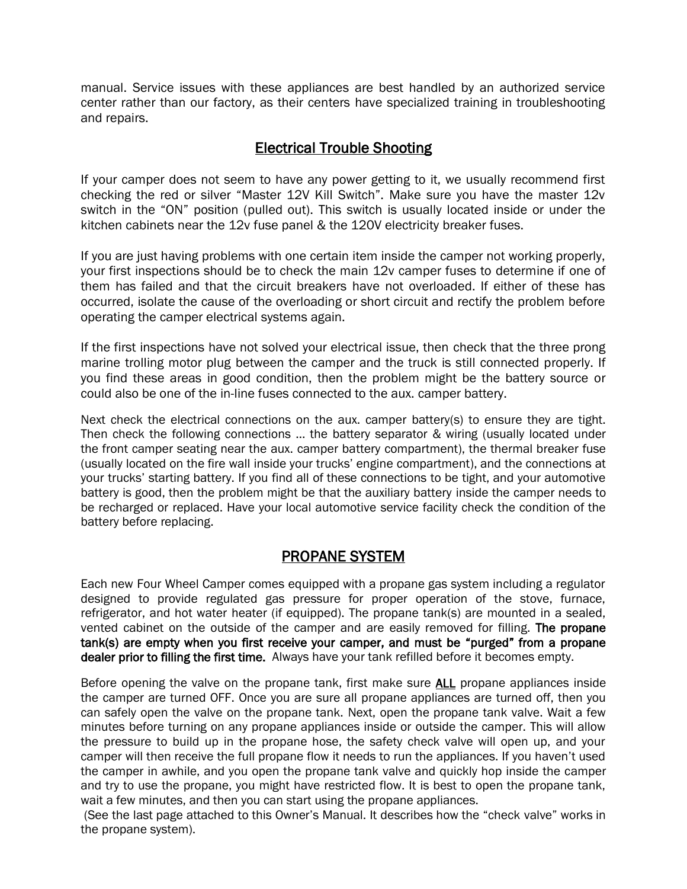manual. Service issues with these appliances are best handled by an authorized service center rather than our factory, as their centers have specialized training in troubleshooting and repairs.

## Electrical Trouble Shooting

If your camper does not seem to have any power getting to it, we usually recommend first checking the red or silver "Master 12V Kill Switch". Make sure you have the master 12v switch in the "ON" position (pulled out). This switch is usually located inside or under the kitchen cabinets near the 12v fuse panel & the 120V electricity breaker fuses.

If you are just having problems with one certain item inside the camper not working properly, your first inspections should be to check the main 12v camper fuses to determine if one of them has failed and that the circuit breakers have not overloaded. If either of these has occurred, isolate the cause of the overloading or short circuit and rectify the problem before operating the camper electrical systems again.

If the first inspections have not solved your electrical issue, then check that the three prong marine trolling motor plug between the camper and the truck is still connected properly. If you find these areas in good condition, then the problem might be the battery source or could also be one of the in-line fuses connected to the aux. camper battery.

Next check the electrical connections on the aux. camper battery(s) to ensure they are tight. Then check the following connections … the battery separator & wiring (usually located under the front camper seating near the aux. camper battery compartment), the thermal breaker fuse (usually located on the fire wall inside your trucks' engine compartment), and the connections at your trucks' starting battery. If you find all of these connections to be tight, and your automotive battery is good, then the problem might be that the auxiliary battery inside the camper needs to be recharged or replaced. Have your local automotive service facility check the condition of the battery before replacing.

## PROPANE SYSTEM

Each new Four Wheel Camper comes equipped with a propane gas system including a regulator designed to provide regulated gas pressure for proper operation of the stove, furnace, refrigerator, and hot water heater (if equipped). The propane tank(s) are mounted in a sealed, vented cabinet on the outside of the camper and are easily removed for filling. **The propane tank(s) are empty when you first receive your camper, and must be "purged" from a propane dealer prior to filling the first time.** Always have your tank refilled before it becomes empty.

Before opening the valve on the propane tank, first make sure **ALL** propane appliances inside the camper are turned OFF. Once you are sure all propane appliances are turned off, then you can safely open the valve on the propane tank. Next, open the propane tank valve. Wait a few minutes before turning on any propane appliances inside or outside the camper. This will allow the pressure to build up in the propane hose, the safety check valve will open up, and your camper will then receive the full propane flow it needs to run the appliances. If you haven't used the camper in awhile, and you open the propane tank valve and quickly hop inside the camper and try to use the propane, you might have restricted flow. It is best to open the propane tank, wait a few minutes, and then you can start using the propane appliances.

(See the last page attached to this Owner's Manual. It describes how the "check valve" works in the propane system).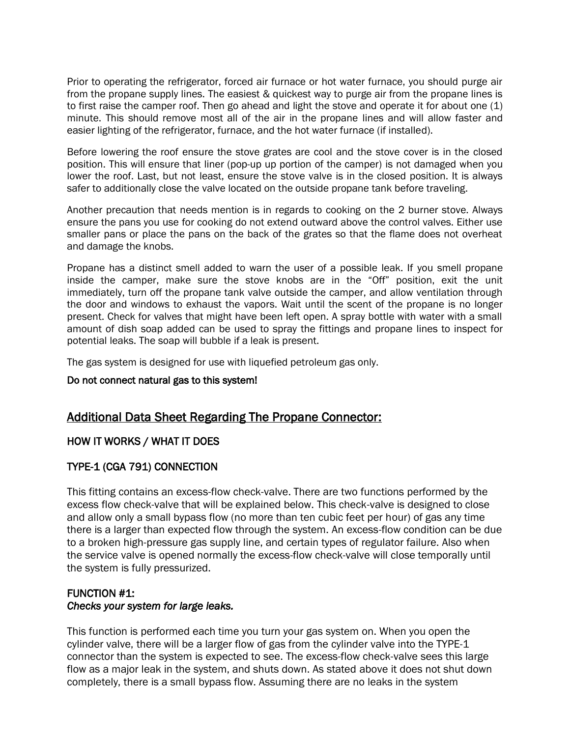Prior to operating the refrigerator, forced air furnace or hot water furnace, you should purge air from the propane supply lines. The easiest & quickest way to purge air from the propane lines is to first raise the camper roof. Then go ahead and light the stove and operate it for about one (1) minute. This should remove most all of the air in the propane lines and will allow faster and easier lighting of the refrigerator, furnace, and the hot water furnace (if installed).

Before lowering the roof ensure the stove grates are cool and the stove cover is in the closed position. This will ensure that liner (pop-up up portion of the camper) is not damaged when you lower the roof. Last, but not least, ensure the stove valve is in the closed position. It is always safer to additionally close the valve located on the outside propane tank before traveling.

Another precaution that needs mention is in regards to cooking on the 2 burner stove. Always ensure the pans you use for cooking do not extend outward above the control valves. Either use smaller pans or place the pans on the back of the grates so that the flame does not overheat and damage the knobs.

Propane has a distinct smell added to warn the user of a possible leak. If you smell propane inside the camper, make sure the stove knobs are in the "Off" position, exit the unit immediately, turn off the propane tank valve outside the camper, and allow ventilation through the door and windows to exhaust the vapors. Wait until the scent of the propane is no longer present. Check for valves that might have been left open. A spray bottle with water with a small amount of dish soap added can be used to spray the fittings and propane lines to inspect for potential leaks. The soap will bubble if a leak is present.

The gas system is designed for use with liquefied petroleum gas only.

**Do not connect natural gas to this system!**

## Additional Data Sheet Regarding The Propane Connector:

### HOW IT WORKS / WHAT IT DOES

### TYPE-1 (CGA 791) CONNECTION

This fitting contains an excess-flow check-valve. There are two functions performed by the excess flow check-valve that will be explained below. This check-valve is designed to close and allow only a small bypass flow (no more than ten cubic feet per hour) of gas any time there is a larger than expected flow through the system. An excess-flow condition can be due to a broken high-pressure gas supply line, and certain types of regulator failure. Also when the service valve is opened normally the excess-flow check-valve will close temporally until the system is fully pressurized.

**FUNCTION #1:**
*Checks your system for large leaks.*

This function is performed each time you turn your gas system on. When you open the cylinder valve, there will be a larger flow of gas from the cylinder valve into the TYPE-1 connector than the system is expected to see. The excess-flow check-valve sees this large flow as a major leak in the system, and shuts down. As stated above it does not shut down completely, there is a small bypass flow. Assuming there are no leaks in the system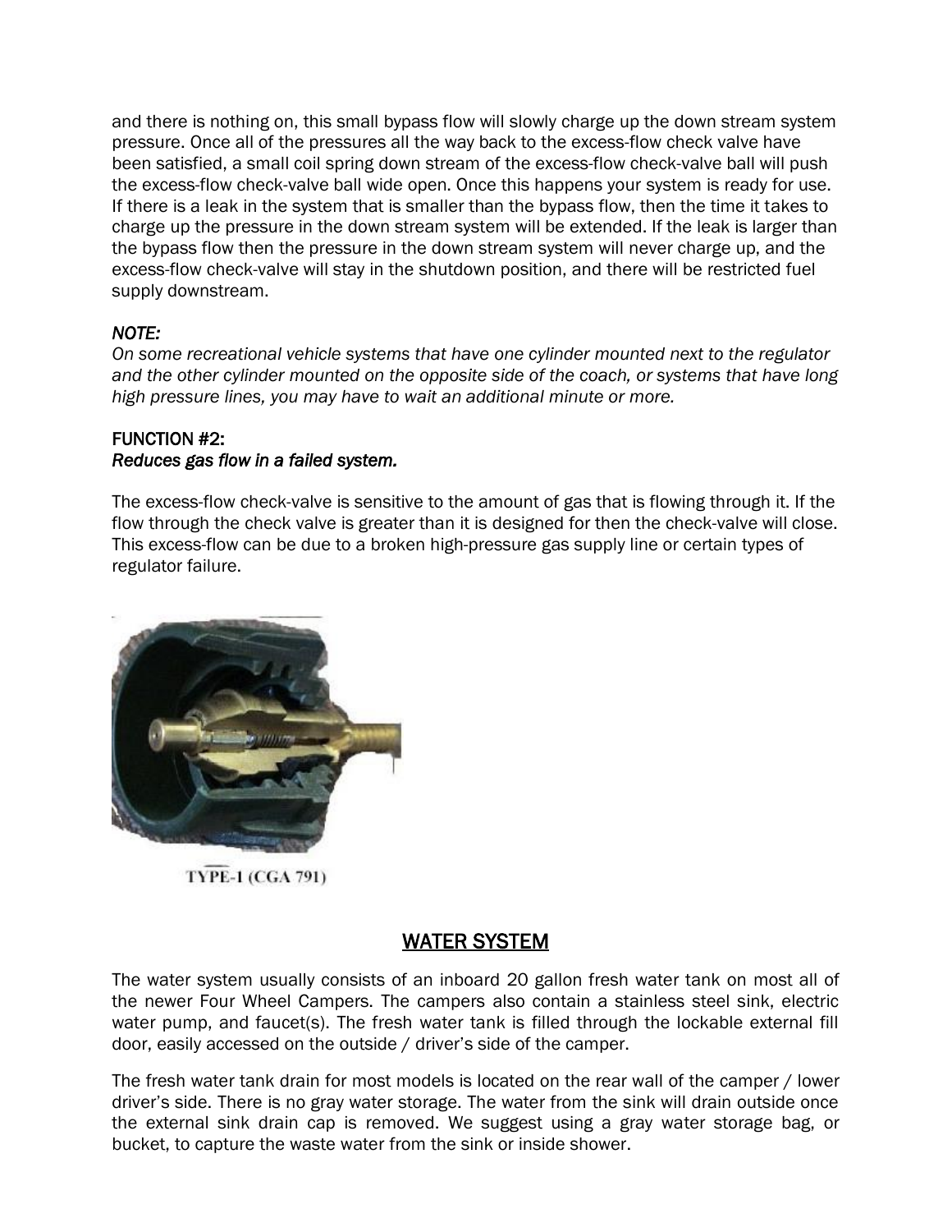and there is nothing on, this small bypass flow will slowly charge up the down stream system pressure. Once all of the pressures all the way back to the excess-flow check valve have been satisfied, a small coil spring down stream of the excess-flow check-valve ball will push the excess-flow check-valve ball wide open. Once this happens your system is ready for use. If there is a leak in the system that is smaller than the bypass flow, then the time it takes to charge up the pressure in the down stream system will be extended. If the leak is larger than the bypass flow then the pressure in the down stream system will never charge up, and the excess-flow check-valve will stay in the shutdown position, and there will be restricted fuel supply downstream.

*NOTE:*
*On some recreational vehicle systems that have one cylinder mounted next to the regulator and the other cylinder mounted on the opposite side of the coach, or systems that have long high pressure lines, you may have to wait an additional minute or more.*

FUNCTION #2:
*Reduces gas flow in a failed system.*

The excess-flow check-valve is sensitive to the amount of gas that is flowing through it. If the flow through the check valve is greater than it is designed for then the check-valve will close. This excess-flow can be due to a broken high-pressure gas supply line or certain types of regulator failure.

TYPE-1 (CGA 791)

## WATER SYSTEM

The water system usually consists of an inboard 20 gallon fresh water tank on most all of the newer Four Wheel Campers. The campers also contain a stainless steel sink, electric water pump, and faucet(s). The fresh water tank is filled through the lockable external fill door, easily accessed on the outside / driver's side of the camper.

The fresh water tank drain for most models is located on the rear wall of the camper / lower driver's side. There is no gray water storage. The water from the sink will drain outside once the external sink drain cap is removed. We suggest using a gray water storage bag, or bucket, to capture the waste water from the sink or inside shower.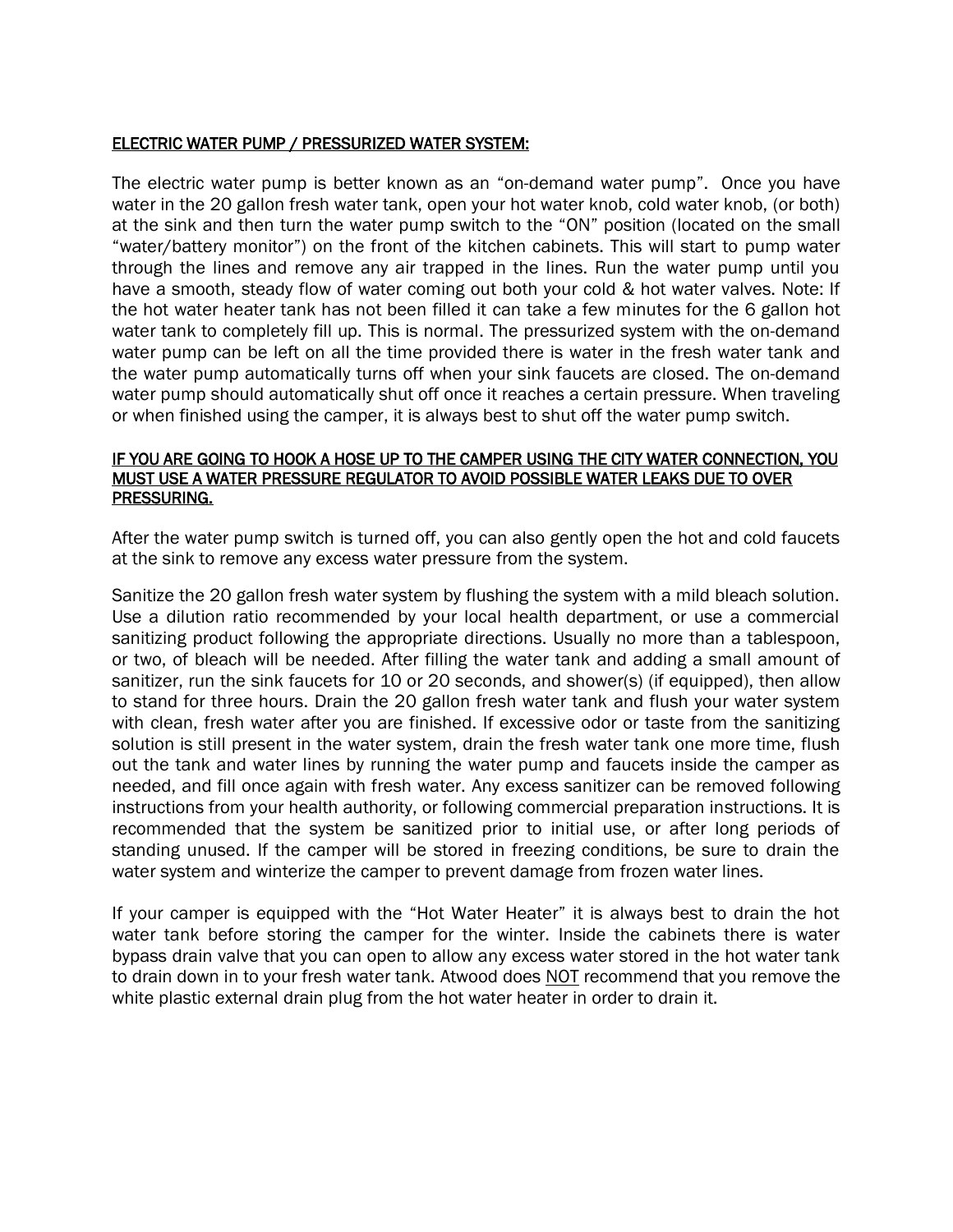## ELECTRIC WATER PUMP / PRESSURIZED WATER SYSTEM:

The electric water pump is better known as an “on-demand water pump”. Once you have water in the 20 gallon fresh water tank, open your hot water knob, cold water knob, (or both) at the sink and then turn the water pump switch to the “ON” position (located on the small “water/battery monitor”) on the front of the kitchen cabinets. This will start to pump water through the lines and remove any air trapped in the lines. Run the water pump until you have a smooth, steady flow of water coming out both your cold & hot water valves. Note: If the hot water heater tank has not been filled it can take a few minutes for the 6 gallon hot water tank to completely fill up. This is normal. The pressurized system with the on-demand water pump can be left on all the time provided there is water in the fresh water tank and the water pump automatically turns off when your sink faucets are closed. The on-demand water pump should automatically shut off once it reaches a certain pressure. When traveling or when finished using the camper, it is always best to shut off the water pump switch.

**IF YOU ARE GOING TO HOOK A HOSE UP TO THE CAMPER USING THE CITY WATER CONNECTION, YOU MUST USE A WATER PRESSURE REGULATOR TO AVOID POSSIBLE WATER LEAKS DUE TO OVER PRESSURING.**

After the water pump switch is turned off, you can also gently open the hot and cold faucets at the sink to remove any excess water pressure from the system.

Sanitize the 20 gallon fresh water system by flushing the system with a mild bleach solution. Use a dilution ratio recommended by your local health department, or use a commercial sanitizing product following the appropriate directions. Usually no more than a tablespoon, or two, of bleach will be needed. After filling the water tank and adding a small amount of sanitizer, run the sink faucets for 10 or 20 seconds, and shower(s) (if equipped), then allow to stand for three hours. Drain the 20 gallon fresh water tank and flush your water system with clean, fresh water after you are finished. If excessive odor or taste from the sanitizing solution is still present in the water system, drain the fresh water tank one more time, flush out the tank and water lines by running the water pump and faucets inside the camper as needed, and fill once again with fresh water. Any excess sanitizer can be removed following instructions from your health authority, or following commercial preparation instructions. It is recommended that the system be sanitized prior to initial use, or after long periods of standing unused. If the camper will be stored in freezing conditions, be sure to drain the water system and winterize the camper to prevent damage from frozen water lines.

If your camper is equipped with the “Hot Water Heater” it is always best to drain the hot water tank before storing the camper for the winter. Inside the cabinets there is water bypass drain valve that you can open to allow any excess water stored in the hot water tank to drain down in to your fresh water tank. Atwood does NOT recommend that you remove the white plastic external drain plug from the hot water heater in order to drain it.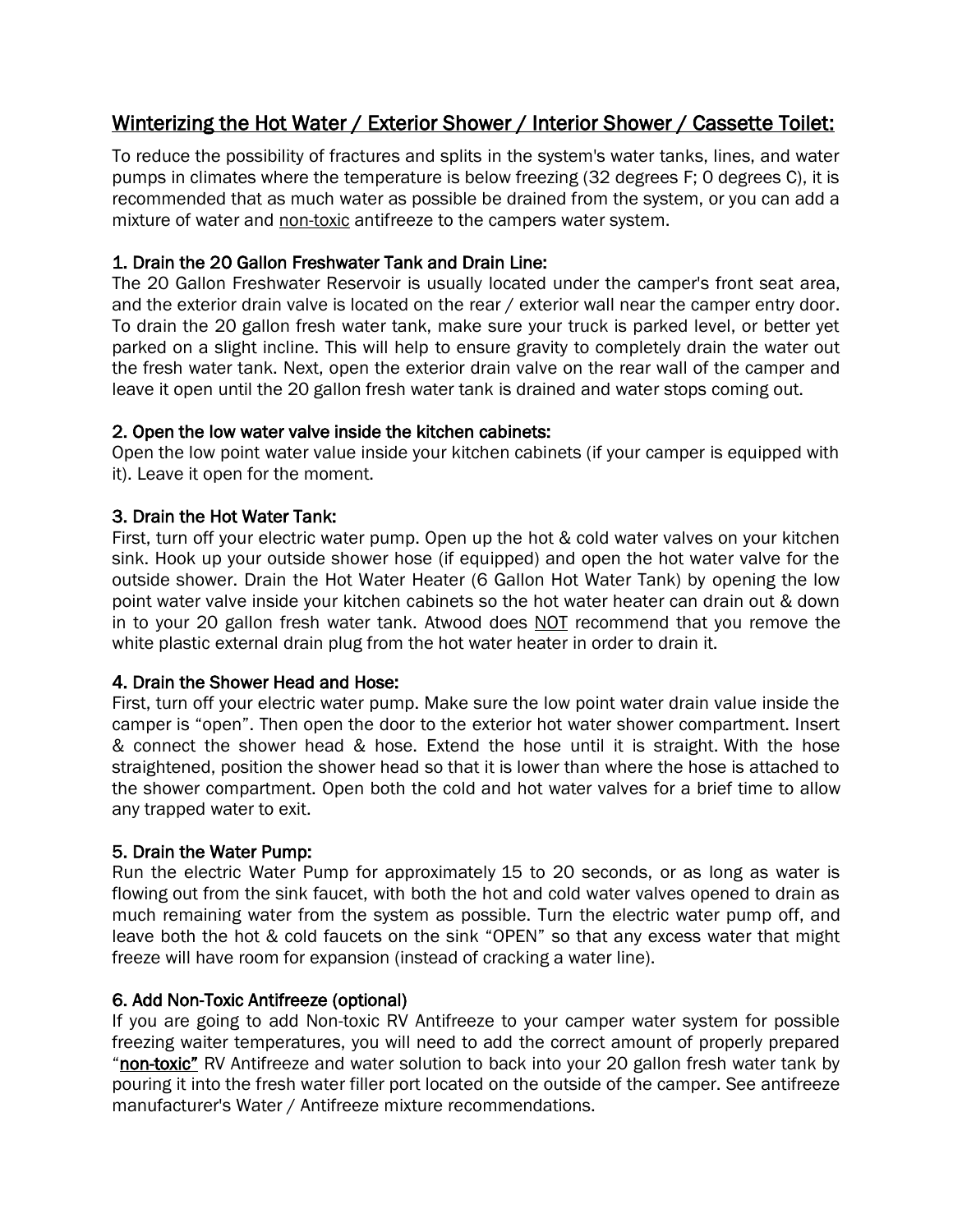## Winterizing the Hot Water / Exterior Shower / Interior Shower / Cassette Toilet:

To reduce the possibility of fractures and splits in the system's water tanks, lines, and water pumps in climates where the temperature is below freezing (32 degrees F; 0 degrees C), it is recommended that as much water as possible be drained from the system, or you can add a mixture of water and non-toxic antifreeze to the campers water system.

### 1. Drain the 20 Gallon Freshwater Tank and Drain Line:

The 20 Gallon Freshwater Reservoir is usually located under the camper's front seat area, and the exterior drain valve is located on the rear / exterior wall near the camper entry door. To drain the 20 gallon fresh water tank, make sure your truck is parked level, or better yet parked on a slight incline. This will help to ensure gravity to completely drain the water out the fresh water tank. Next, open the exterior drain valve on the rear wall of the camper and leave it open until the 20 gallon fresh water tank is drained and water stops coming out.

### 2. Open the low water valve inside the kitchen cabinets:

Open the low point water value inside your kitchen cabinets (if your camper is equipped with it). Leave it open for the moment.

### 3. Drain the Hot Water Tank:

First, turn off your electric water pump. Open up the hot & cold water valves on your kitchen sink. Hook up your outside shower hose (if equipped) and open the hot water valve for the outside shower. Drain the Hot Water Heater (6 Gallon Hot Water Tank) by opening the low point water valve inside your kitchen cabinets so the hot water heater can drain out & down in to your 20 gallon fresh water tank. Atwood does NOT recommend that you remove the white plastic external drain plug from the hot water heater in order to drain it.

### 4. Drain the Shower Head and Hose:

First, turn off your electric water pump. Make sure the low point water drain value inside the camper is "open". Then open the door to the exterior hot water shower compartment. Insert & connect the shower head & hose. Extend the hose until it is straight. With the hose straightened, position the shower head so that it is lower than where the hose is attached to the shower compartment. Open both the cold and hot water valves for a brief time to allow any trapped water to exit.

### 5. Drain the Water Pump:

Run the electric Water Pump for approximately 15 to 20 seconds, or as long as water is flowing out from the sink faucet, with both the hot and cold water valves opened to drain as much remaining water from the system as possible. Turn the electric water pump off, and leave both the hot & cold faucets on the sink "OPEN" so that any excess water that might freeze will have room for expansion (instead of cracking a water line).

### 6. Add Non-Toxic Antifreeze (optional)

If you are going to add Non-toxic RV Antifreeze to your camper water system for possible freezing waiter temperatures, you will need to add the correct amount of properly prepared "**non-toxic"** RV Antifreeze and water solution to back into your 20 gallon fresh water tank by pouring it into the fresh water filler port located on the outside of the camper. See antifreeze manufacturer's Water / Antifreeze mixture recommendations.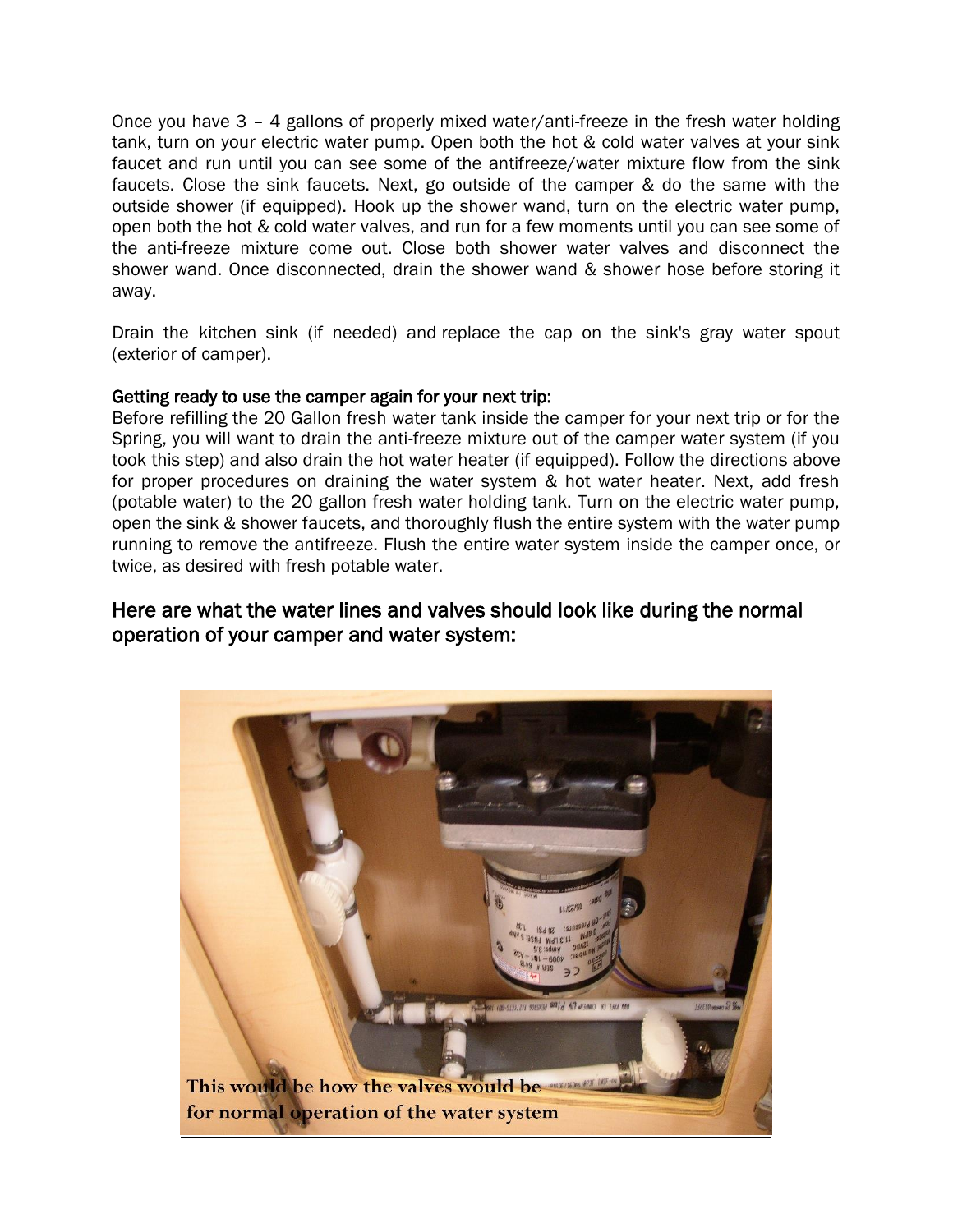Once you have 3 – 4 gallons of properly mixed water/anti-freeze in the fresh water holding tank, turn on your electric water pump. Open both the hot & cold water valves at your sink faucet and run until you can see some of the antifreeze/water mixture flow from the sink faucets. Close the sink faucets. Next, go outside of the camper & do the same with the outside shower (if equipped). Hook up the shower wand, turn on the electric water pump, open both the hot & cold water valves, and run for a few moments until you can see some of the anti-freeze mixture come out. Close both shower water valves and disconnect the shower wand. Once disconnected, drain the shower wand & shower hose before storing it away.

Drain the kitchen sink (if needed) and replace the cap on the sink's gray water spout (exterior of camper).

**Getting ready to use the camper again for your next trip:**
Before refilling the 20 Gallon fresh water tank inside the camper for your next trip or for the Spring, you will want to drain the anti-freeze mixture out of the camper water system (if you took this step) and also drain the hot water heater (if equipped). Follow the directions above for proper procedures on draining the water system & hot water heater. Next, add fresh (potable water) to the 20 gallon fresh water holding tank. Turn on the electric water pump, open the sink & shower faucets, and thoroughly flush the entire system with the water pump running to remove the antifreeze. Flush the entire water system inside the camper once, or twice, as desired with fresh potable water.

## Here are what the water lines and valves should look like during the normal operation of your camper and water system:

This would be how the valves would be for normal operation of the water system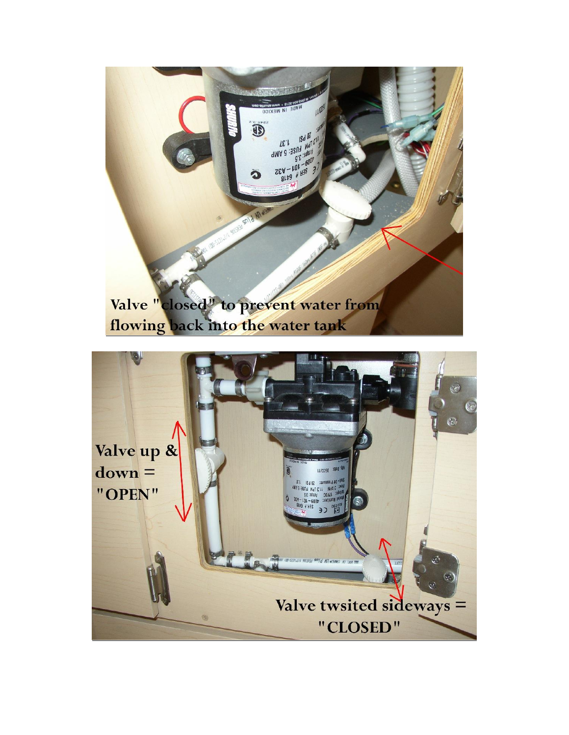Valve "closed" to prevent water from flowing back into the water tank

Valve up & down = "OPEN"

Valve twsited sideways = "CLOSED"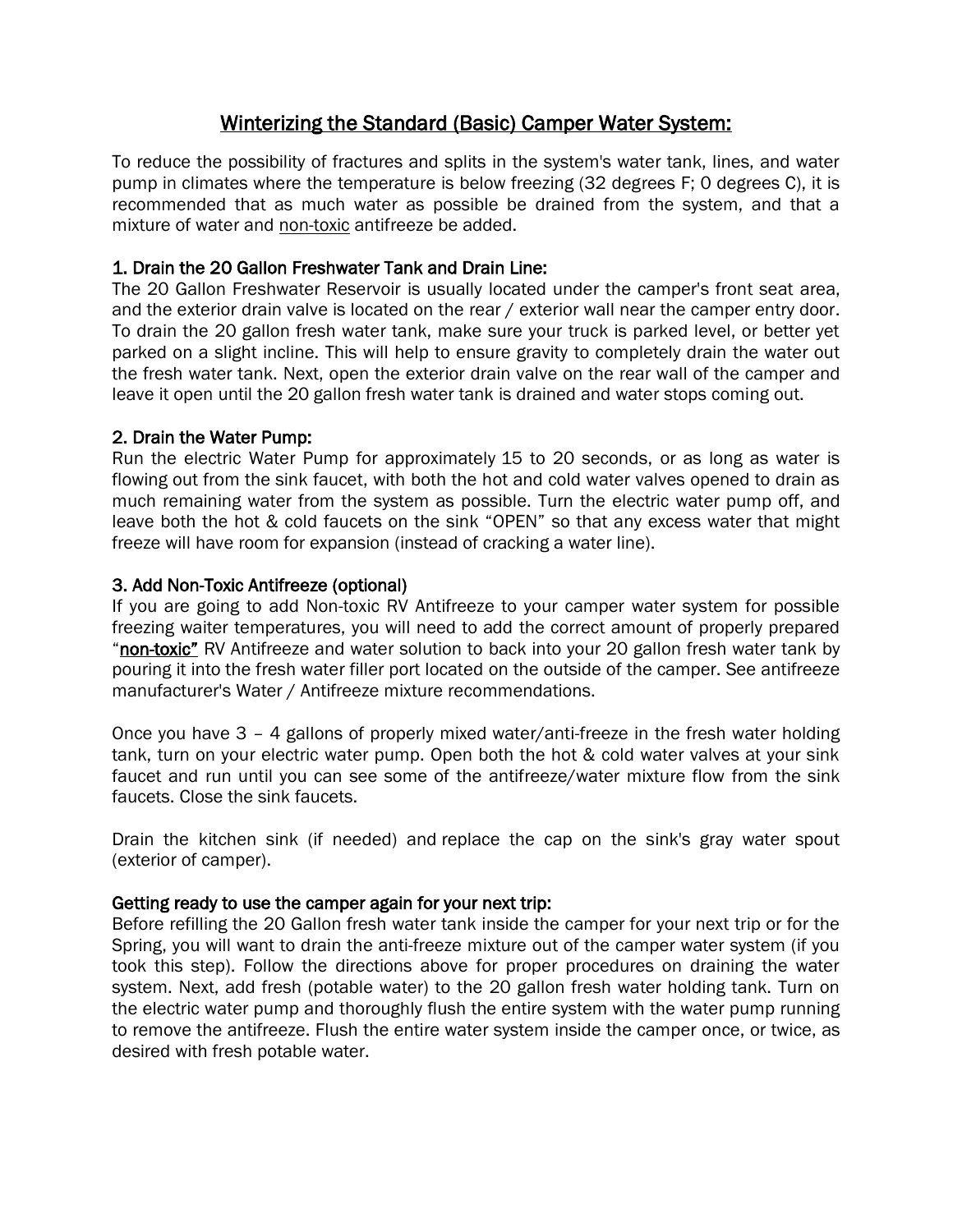# Winterizing the Standard (Basic) Camper Water System:

To reduce the possibility of fractures and splits in the system's water tank, lines, and water pump in climates where the temperature is below freezing (32 degrees F; 0 degrees C), it is recommended that as much water as possible be drained from the system, and that a mixture of water and non-toxic antifreeze be added.

### 1. Drain the 20 Gallon Freshwater Tank and Drain Line:

The 20 Gallon Freshwater Reservoir is usually located under the camper's front seat area, and the exterior drain valve is located on the rear / exterior wall near the camper entry door. To drain the 20 gallon fresh water tank, make sure your truck is parked level, or better yet parked on a slight incline. This will help to ensure gravity to completely drain the water out the fresh water tank. Next, open the exterior drain valve on the rear wall of the camper and leave it open until the 20 gallon fresh water tank is drained and water stops coming out.

### 2. Drain the Water Pump:

Run the electric Water Pump for approximately 15 to 20 seconds, or as long as water is flowing out from the sink faucet, with both the hot and cold water valves opened to drain as much remaining water from the system as possible. Turn the electric water pump off, and leave both the hot & cold faucets on the sink "OPEN" so that any excess water that might freeze will have room for expansion (instead of cracking a water line).

### 3. Add Non-Toxic Antifreeze (optional)

If you are going to add Non-toxic RV Antifreeze to your camper water system for possible freezing waiter temperatures, you will need to add the correct amount of properly prepared "**non-toxic**" RV Antifreeze and water solution to back into your 20 gallon fresh water tank by pouring it into the fresh water filler port located on the outside of the camper. See antifreeze manufacturer's Water / Antifreeze mixture recommendations.

Once you have 3 – 4 gallons of properly mixed water/anti-freeze in the fresh water holding tank, turn on your electric water pump. Open both the hot & cold water valves at your sink faucet and run until you can see some of the antifreeze/water mixture flow from the sink faucets. Close the sink faucets.

Drain the kitchen sink (if needed) and replace the cap on the sink's gray water spout (exterior of camper).

### Getting ready to use the camper again for your next trip:

Before refilling the 20 Gallon fresh water tank inside the camper for your next trip or for the Spring, you will want to drain the anti-freeze mixture out of the camper water system (if you took this step). Follow the directions above for proper procedures on draining the water system. Next, add fresh (potable water) to the 20 gallon fresh water holding tank. Turn on the electric water pump and thoroughly flush the entire system with the water pump running to remove the antifreeze. Flush the entire water system inside the camper once, or twice, as desired with fresh potable water.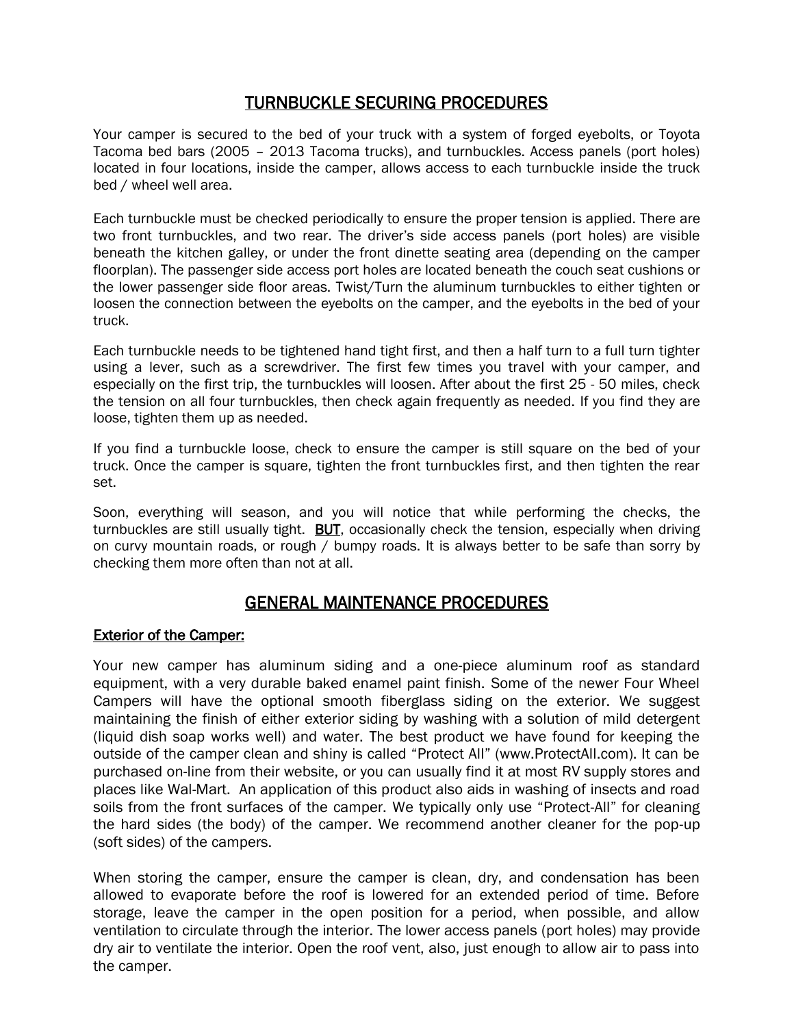## TURNBUCKLE SECURING PROCEDURES

Your camper is secured to the bed of your truck with a system of forged eyebolts, or Toyota Tacoma bed bars (2005 – 2013 Tacoma trucks), and turnbuckles. Access panels (port holes) located in four locations, inside the camper, allows access to each turnbuckle inside the truck bed / wheel well area.

Each turnbuckle must be checked periodically to ensure the proper tension is applied. There are two front turnbuckles, and two rear. The driver's side access panels (port holes) are visible beneath the kitchen galley, or under the front dinette seating area (depending on the camper floorplan). The passenger side access port holes are located beneath the couch seat cushions or the lower passenger side floor areas. Twist/Turn the aluminum turnbuckles to either tighten or loosen the connection between the eyebolts on the camper, and the eyebolts in the bed of your truck.

Each turnbuckle needs to be tightened hand tight first, and then a half turn to a full turn tighter using a lever, such as a screwdriver. The first few times you travel with your camper, and especially on the first trip, the turnbuckles will loosen. After about the first 25 - 50 miles, check the tension on all four turnbuckles, then check again frequently as needed. If you find they are loose, tighten them up as needed.

If you find a turnbuckle loose, check to ensure the camper is still square on the bed of your truck. Once the camper is square, tighten the front turnbuckles first, and then tighten the rear set.

Soon, everything will season, and you will notice that while performing the checks, the turnbuckles are still usually tight. **BUT**, occasionally check the tension, especially when driving on curvy mountain roads, or rough / bumpy roads. It is always better to be safe than sorry by checking them more often than not at all.

## GENERAL MAINTENANCE PROCEDURES

### Exterior of the Camper:

Your new camper has aluminum siding and a one-piece aluminum roof as standard equipment, with a very durable baked enamel paint finish. Some of the newer Four Wheel Campers will have the optional smooth fiberglass siding on the exterior. We suggest maintaining the finish of either exterior siding by washing with a solution of mild detergent (liquid dish soap works well) and water. The best product we have found for keeping the outside of the camper clean and shiny is called "Protect All" (www.ProtectAll.com). It can be purchased on-line from their website, or you can usually find it at most RV supply stores and places like Wal-Mart. An application of this product also aids in washing of insects and road soils from the front surfaces of the camper. We typically only use "Protect-All" for cleaning the hard sides (the body) of the camper. We recommend another cleaner for the pop-up (soft sides) of the campers.

When storing the camper, ensure the camper is clean, dry, and condensation has been allowed to evaporate before the roof is lowered for an extended period of time. Before storage, leave the camper in the open position for a period, when possible, and allow ventilation to circulate through the interior. The lower access panels (port holes) may provide dry air to ventilate the interior. Open the roof vent, also, just enough to allow air to pass into the camper.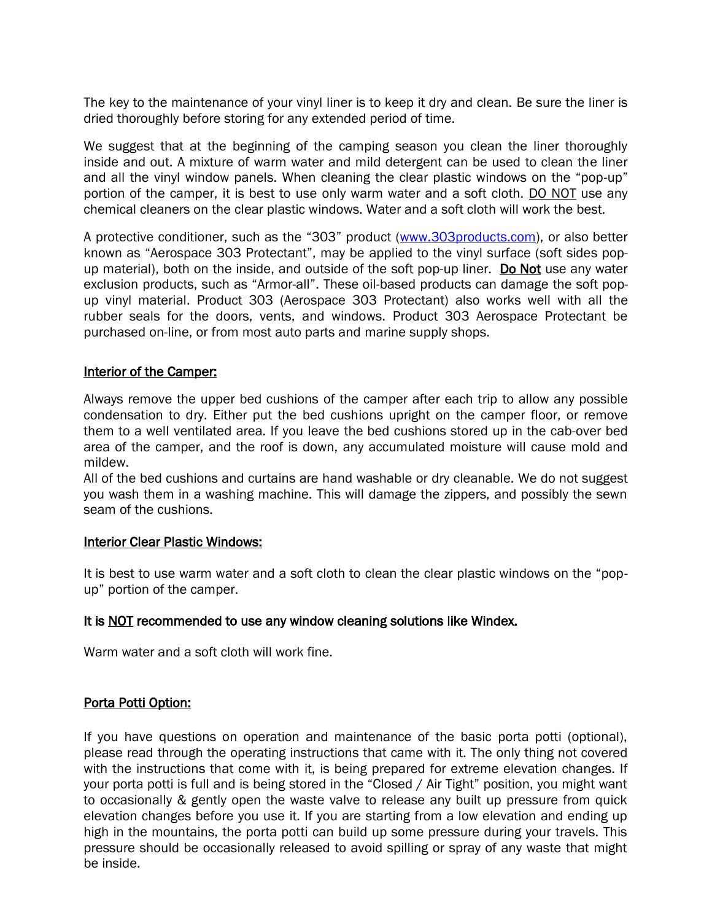The key to the maintenance of your vinyl liner is to keep it dry and clean. Be sure the liner is dried thoroughly before storing for any extended period of time.

We suggest that at the beginning of the camping season you clean the liner thoroughly inside and out. A mixture of warm water and mild detergent can be used to clean the liner and all the vinyl window panels. When cleaning the clear plastic windows on the "pop-up" portion of the camper, it is best to use only warm water and a soft cloth. <u>DO NOT</u> use any chemical cleaners on the clear plastic windows. Water and a soft cloth will work the best.

A protective conditioner, such as the "303" product ([www.303products.com](http://www.303products.com)), or also better known as "Aerospace 303 Protectant", may be applied to the vinyl surface (soft sides pop-up material), both on the inside, and outside of the soft pop-up liner. **<u>Do Not</u>** use any water exclusion products, such as "Armor-all". These oil-based products can damage the soft pop-up vinyl material. Product 303 (Aerospace 303 Protectant) also works well with all the rubber seals for the doors, vents, and windows. Product 303 Aerospace Protectant be purchased on-line, or from most auto parts and marine supply shops.

## <u>Interior of the Camper:</u>

Always remove the upper bed cushions of the camper after each trip to allow any possible condensation to dry. Either put the bed cushions upright on the camper floor, or remove them to a well ventilated area. If you leave the bed cushions stored up in the cab-over bed area of the camper, and the roof is down, any accumulated moisture will cause mold and mildew.
All of the bed cushions and curtains are hand washable or dry cleanable. We do not suggest you wash them in a washing machine. This will damage the zippers, and possibly the sewn seam of the cushions.

## <u>Interior Clear Plastic Windows:</u>

It is best to use warm water and a soft cloth to clean the clear plastic windows on the "pop-up" portion of the camper.

**It is <u>NOT</u> recommended to use any window cleaning solutions like Windex.**

Warm water and a soft cloth will work fine.

## <u>Porta Potti Option:</u>

If you have questions on operation and maintenance of the basic porta potti (optional), please read through the operating instructions that came with it. The only thing not covered with the instructions that come with it, is being prepared for extreme elevation changes. If your porta potti is full and is being stored in the "Closed / Air Tight" position, you might want to occasionally & gently open the waste valve to release any built up pressure from quick elevation changes before you use it. If you are starting from a low elevation and ending up high in the mountains, the porta potti can build up some pressure during your travels. This pressure should be occasionally released to avoid spilling or spray of any waste that might be inside.